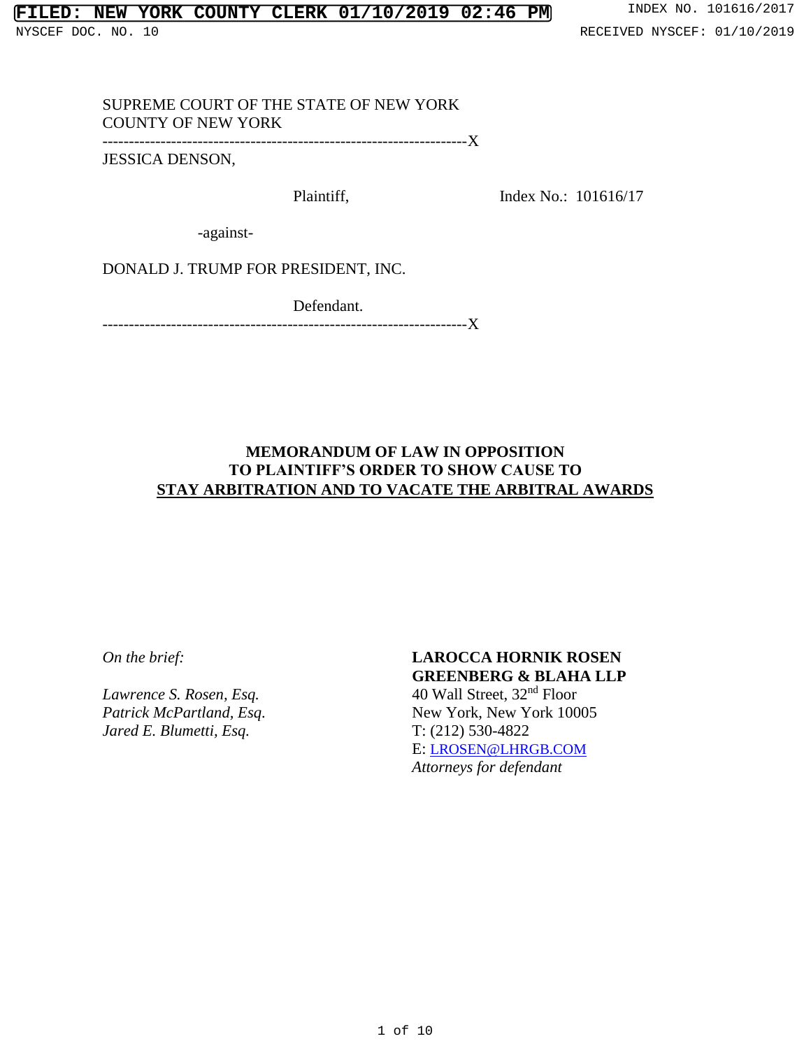FILED: NEW YORK COUNTY CLERK 01/10/2019 02:46 PM

NYSCEF DOC. NO. 10

INDEX NO. 101616/2017

RECEIVED NYSCEF: 01/10/2019

SUPREME COURT OF THE STATE OF NEW YORK
COUNTY OF NEW YORK

---------------------------------------------------------------------X

JESSICA DENSON,

Plaintiff,

Index No.: 101616/17

-against-

DONALD J. TRUMP FOR PRESIDENT, INC.

Defendant.

---------------------------------------------------------------------X

**MEMORANDUM OF LAW IN OPPOSITION
TO PLAINTIFF'S ORDER TO SHOW CAUSE TO
STAY ARBITRATION AND TO VACATE THE ARBITRAL AWARDS**

*On the brief:*

*Lawrence S. Rosen, Esq.*
*Patrick McPartland, Esq.*
*Jared E. Blumetti, Esq.*

**LAROCCA HORNIK ROSEN GREENBERG & BLAHA LLP**
40 Wall Street, 32nd Floor
New York, New York 10005
T: (212) 530-4822
E: LROSEN@LHRGB.COM
*Attorneys for defendant*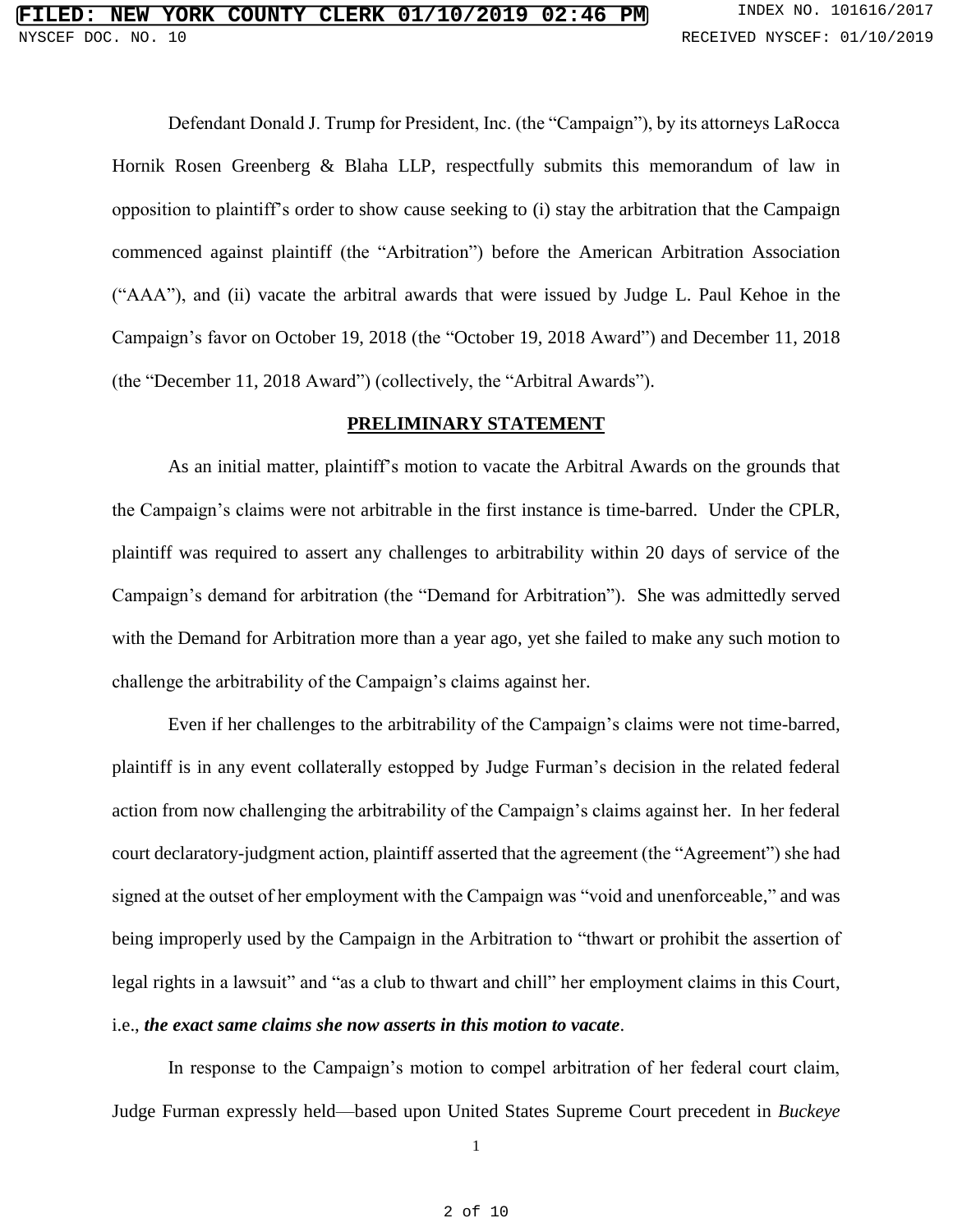Defendant Donald J. Trump for President, Inc. (the "Campaign"), by its attorneys LaRocca Hornik Rosen Greenberg & Blaha LLP, respectfully submits this memorandum of law in opposition to plaintiff's order to show cause seeking to (i) stay the arbitration that the Campaign commenced against plaintiff (the "Arbitration") before the American Arbitration Association ("AAA"), and (ii) vacate the arbitral awards that were issued by Judge L. Paul Kehoe in the Campaign's favor on October 19, 2018 (the "October 19, 2018 Award") and December 11, 2018 (the "December 11, 2018 Award") (collectively, the "Arbitral Awards").

## PRELIMINARY STATEMENT

As an initial matter, plaintiff's motion to vacate the Arbitral Awards on the grounds that the Campaign's claims were not arbitrable in the first instance is time-barred. Under the CPLR, plaintiff was required to assert any challenges to arbitrability within 20 days of service of the Campaign's demand for arbitration (the "Demand for Arbitration"). She was admittedly served with the Demand for Arbitration more than a year ago, yet she failed to make any such motion to challenge the arbitrability of the Campaign's claims against her.

Even if her challenges to the arbitrability of the Campaign's claims were not time-barred, plaintiff is in any event collaterally estopped by Judge Furman's decision in the related federal action from now challenging the arbitrability of the Campaign's claims against her. In her federal court declaratory-judgment action, plaintiff asserted that the agreement (the "Agreement") she had signed at the outset of her employment with the Campaign was "void and unenforceable," and was being improperly used by the Campaign in the Arbitration to "thwart or prohibit the assertion of legal rights in a lawsuit" and "as a club to thwart and chill" her employment claims in this Court, i.e., ***the exact same claims she now asserts in this motion to vacate***.

In response to the Campaign's motion to compel arbitration of her federal court claim, Judge Furman expressly held—based upon United States Supreme Court precedent in *Buckeye*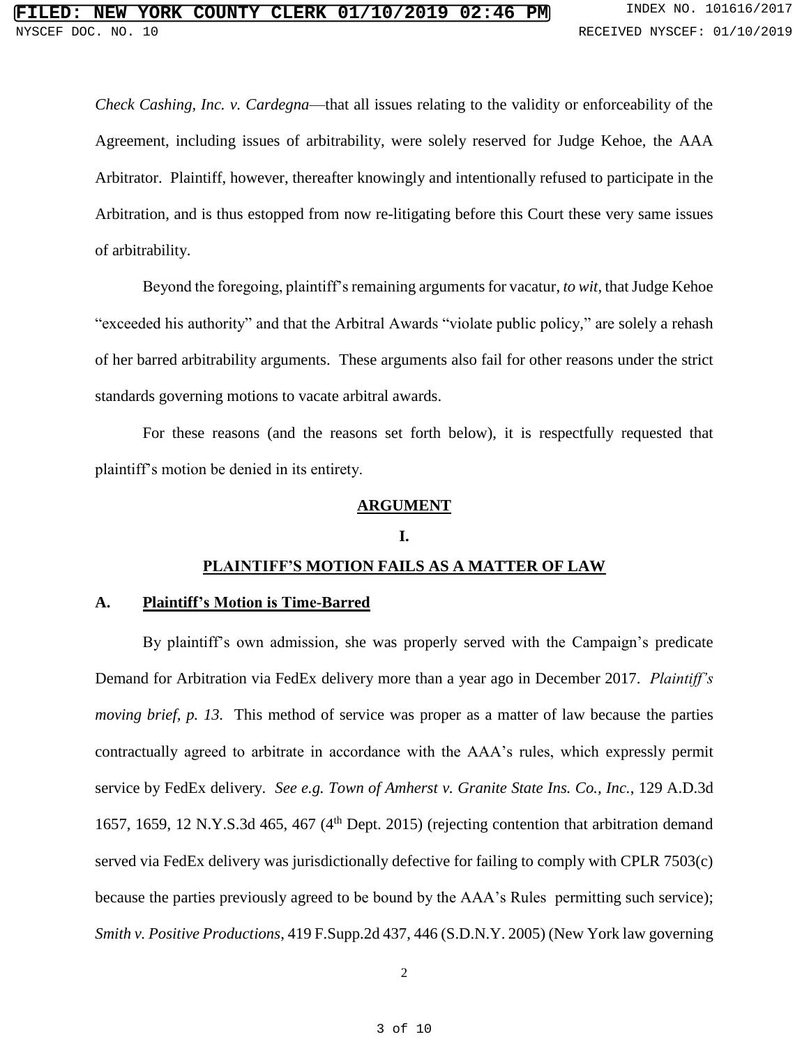*Check Cashing, Inc. v. Cardegna*—that all issues relating to the validity or enforceability of the Agreement, including issues of arbitrability, were solely reserved for Judge Kehoe, the AAA Arbitrator. Plaintiff, however, thereafter knowingly and intentionally refused to participate in the Arbitration, and is thus estopped from now re-litigating before this Court these very same issues of arbitrability.

Beyond the foregoing, plaintiff's remaining arguments for vacatur, *to wit*, that Judge Kehoe "exceeded his authority" and that the Arbitral Awards "violate public policy," are solely a rehash of her barred arbitrability arguments. These arguments also fail for other reasons under the strict standards governing motions to vacate arbitral awards.

For these reasons (and the reasons set forth below), it is respectfully requested that plaintiff's motion be denied in its entirety.

## ARGUMENT

## I.

## PLAINTIFF'S MOTION FAILS AS A MATTER OF LAW

### A. Plaintiff's Motion is Time-Barred

By plaintiff's own admission, she was properly served with the Campaign's predicate Demand for Arbitration via FedEx delivery more than a year ago in December 2017. *Plaintiff's moving brief, p. 13.* This method of service was proper as a matter of law because the parties contractually agreed to arbitrate in accordance with the AAA's rules, which expressly permit service by FedEx delivery. *See e.g. Town of Amherst v. Granite State Ins. Co., Inc.*, 129 A.D.3d 1657, 1659, 12 N.Y.S.3d 465, 467 (4th Dept. 2015) (rejecting contention that arbitration demand served via FedEx delivery was jurisdictionally defective for failing to comply with CPLR 7503(c) because the parties previously agreed to be bound by the AAA's Rules permitting such service); *Smith v. Positive Productions*, 419 F.Supp.2d 437, 446 (S.D.N.Y. 2005) (New York law governing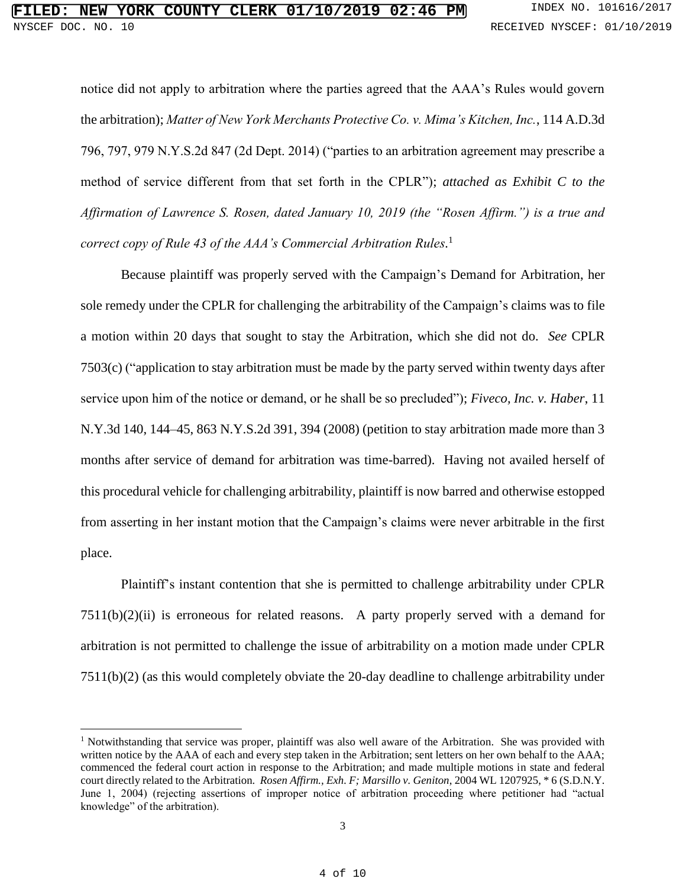notice did not apply to arbitration where the parties agreed that the AAA's Rules would govern the arbitration); *Matter of New York Merchants Protective Co. v. Mima's Kitchen, Inc.*, 114 A.D.3d 796, 797, 979 N.Y.S.2d 847 (2d Dept. 2014) ("parties to an arbitration agreement may prescribe a method of service different from that set forth in the CPLR"); *attached as Exhibit C to the Affirmation of Lawrence S. Rosen, dated January 10, 2019 (the "Rosen Affirm.") is a true and correct copy of Rule 43 of the AAA's Commercial Arbitration Rules.*[1]

Because plaintiff was properly served with the Campaign's Demand for Arbitration, her sole remedy under the CPLR for challenging the arbitrability of the Campaign's claims was to file a motion within 20 days that sought to stay the Arbitration, which she did not do. *See* CPLR 7503(c) ("application to stay arbitration must be made by the party served within twenty days after service upon him of the notice or demand, or he shall be so precluded"); *Fiveco, Inc. v. Haber*, 11 N.Y.3d 140, 144–45, 863 N.Y.S.2d 391, 394 (2008) (petition to stay arbitration made more than 3 months after service of demand for arbitration was time-barred). Having not availed herself of this procedural vehicle for challenging arbitrability, plaintiff is now barred and otherwise estopped from asserting in her instant motion that the Campaign's claims were never arbitrable in the first place.

Plaintiff's instant contention that she is permitted to challenge arbitrability under CPLR 7511(b)(2)(ii) is erroneous for related reasons. A party properly served with a demand for arbitration is not permitted to challenge the issue of arbitrability on a motion made under CPLR 7511(b)(2) (as this would completely obviate the 20-day deadline to challenge arbitrability under

---

[1] Notwithstanding that service was proper, plaintiff was also well aware of the Arbitration. She was provided with written notice by the AAA of each and every step taken in the Arbitration; sent letters on her own behalf to the AAA; commenced the federal court action in response to the Arbitration; and made multiple motions in state and federal court directly related to the Arbitration. *Rosen Affirm., Exh. F; Marsillo v. Geniton*, 2004 WL 1207925, * 6 (S.D.N.Y. June 1, 2004) (rejecting assertions of improper notice of arbitration proceeding where petitioner had "actual knowledge" of the arbitration).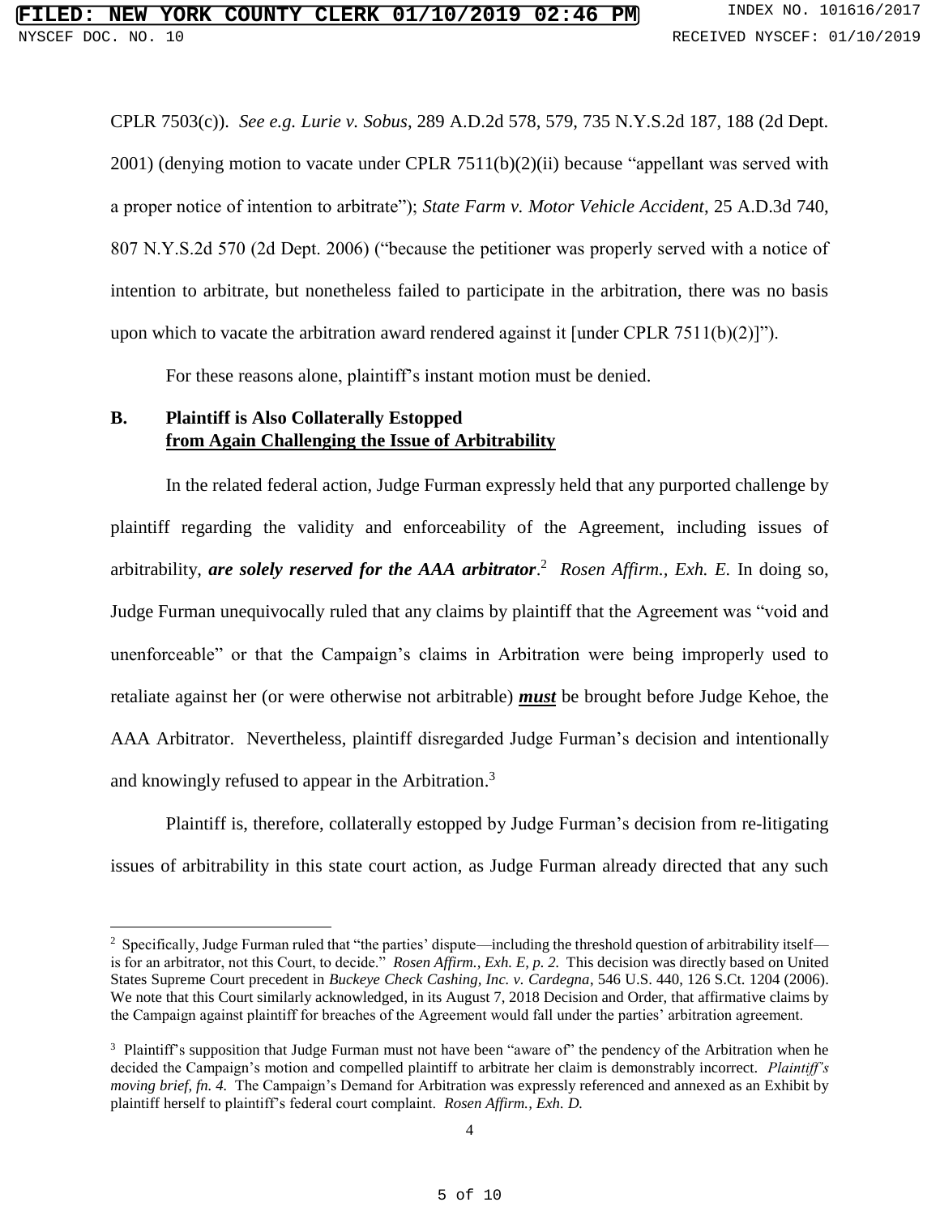CPLR 7503(c)). *See e.g. Lurie v. Sobus*, 289 A.D.2d 578, 579, 735 N.Y.S.2d 187, 188 (2d Dept. 2001) (denying motion to vacate under CPLR 7511(b)(2)(ii) because "appellant was served with a proper notice of intention to arbitrate"); *State Farm v. Motor Vehicle Accident*, 25 A.D.3d 740, 807 N.Y.S.2d 570 (2d Dept. 2006) ("because the petitioner was properly served with a notice of intention to arbitrate, but nonetheless failed to participate in the arbitration, there was no basis upon which to vacate the arbitration award rendered against it [under CPLR 7511(b)(2)]").

For these reasons alone, plaintiff's instant motion must be denied.

## B. Plaintiff is Also Collaterally Estopped <u>from Again Challenging the Issue of Arbitrability</u>

In the related federal action, Judge Furman expressly held that any purported challenge by plaintiff regarding the validity and enforceability of the Agreement, including issues of arbitrability, ***are solely reserved for the AAA arbitrator***.[2] *Rosen Affirm., Exh. E.* In doing so, Judge Furman unequivocally ruled that any claims by plaintiff that the Agreement was "void and unenforceable" or that the Campaign's claims in Arbitration were being improperly used to retaliate against her (or were otherwise not arbitrable) ***<u>must</u>*** be brought before Judge Kehoe, the AAA Arbitrator. Nevertheless, plaintiff disregarded Judge Furman's decision and intentionally and knowingly refused to appear in the Arbitration.[3]

Plaintiff is, therefore, collaterally estopped by Judge Furman's decision from re-litigating issues of arbitrability in this state court action, as Judge Furman already directed that any such

---

[2] Specifically, Judge Furman ruled that "the parties' dispute—including the threshold question of arbitrability itself—is for an arbitrator, not this Court, to decide." *Rosen Affirm., Exh. E, p. 2.* This decision was directly based on United States Supreme Court precedent in *Buckeye Check Cashing, Inc. v. Cardegna*, 546 U.S. 440, 126 S.Ct. 1204 (2006). We note that this Court similarly acknowledged, in its August 7, 2018 Decision and Order, that affirmative claims by the Campaign against plaintiff for breaches of the Agreement would fall under the parties' arbitration agreement.

[3] Plaintiff's supposition that Judge Furman must not have been "aware of" the pendency of the Arbitration when he decided the Campaign's motion and compelled plaintiff to arbitrate her claim is demonstrably incorrect. *Plaintiff's moving brief, fn. 4.* The Campaign's Demand for Arbitration was expressly referenced and annexed as an Exhibit by plaintiff herself to plaintiff's federal court complaint. *Rosen Affirm., Exh. D.*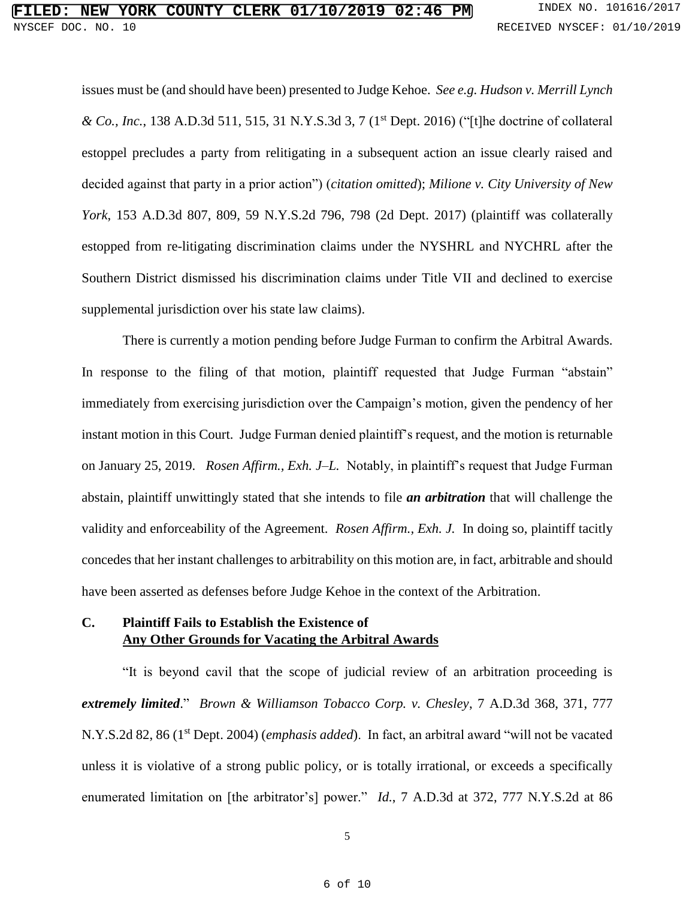issues must be (and should have been) presented to Judge Kehoe. *See e.g. Hudson v. Merrill Lynch & Co., Inc.*, 138 A.D.3d 511, 515, 31 N.Y.S.3d 3, 7 (1st Dept. 2016) ("[t]he doctrine of collateral estoppel precludes a party from relitigating in a subsequent action an issue clearly raised and decided against that party in a prior action") (*citation omitted*); *Milione v. City University of New York*, 153 A.D.3d 807, 809, 59 N.Y.S.2d 796, 798 (2d Dept. 2017) (plaintiff was collaterally estopped from re-litigating discrimination claims under the NYSHRL and NYCHRL after the Southern District dismissed his discrimination claims under Title VII and declined to exercise supplemental jurisdiction over his state law claims).

There is currently a motion pending before Judge Furman to confirm the Arbitral Awards. In response to the filing of that motion, plaintiff requested that Judge Furman "abstain" immediately from exercising jurisdiction over the Campaign's motion, given the pendency of her instant motion in this Court. Judge Furman denied plaintiff's request, and the motion is returnable on January 25, 2019. *Rosen Affirm., Exh. J–L.* Notably, in plaintiff's request that Judge Furman abstain, plaintiff unwittingly stated that she intends to file ***an arbitration*** that will challenge the validity and enforceability of the Agreement. *Rosen Affirm., Exh. J.* In doing so, plaintiff tacitly concedes that her instant challenges to arbitrability on this motion are, in fact, arbitrable and should have been asserted as defenses before Judge Kehoe in the context of the Arbitration.

### C. Plaintiff Fails to Establish the Existence of Any Other Grounds for Vacating the Arbitral Awards

"It is beyond cavil that the scope of judicial review of an arbitration proceeding is ***extremely limited***." *Brown & Williamson Tobacco Corp. v. Chesley*, 7 A.D.3d 368, 371, 777 N.Y.S.2d 82, 86 (1st Dept. 2004) (*emphasis added*). In fact, an arbitral award "will not be vacated unless it is violative of a strong public policy, or is totally irrational, or exceeds a specifically enumerated limitation on [the arbitrator's] power." *Id.*, 7 A.D.3d at 372, 777 N.Y.S.2d at 86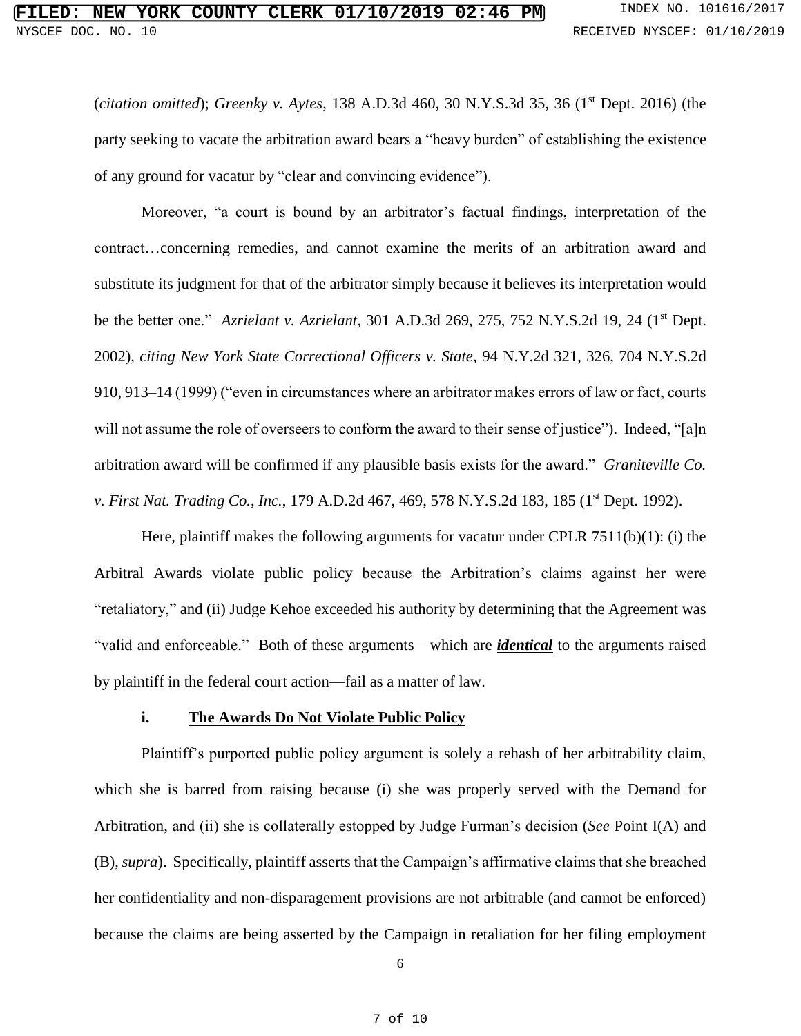(*citation omitted*); *Greenky v. Aytes*, 138 A.D.3d 460, 30 N.Y.S.3d 35, 36 (1st Dept. 2016) (the party seeking to vacate the arbitration award bears a "heavy burden" of establishing the existence of any ground for vacatur by "clear and convincing evidence").

Moreover, "a court is bound by an arbitrator's factual findings, interpretation of the contract…concerning remedies, and cannot examine the merits of an arbitration award and substitute its judgment for that of the arbitrator simply because it believes its interpretation would be the better one." *Azrielant v. Azrielant*, 301 A.D.3d 269, 275, 752 N.Y.S.2d 19, 24 (1st Dept. 2002), *citing New York State Correctional Officers v. State*, 94 N.Y.2d 321, 326, 704 N.Y.S.2d 910, 913–14 (1999) ("even in circumstances where an arbitrator makes errors of law or fact, courts will not assume the role of overseers to conform the award to their sense of justice"). Indeed, "[a]n arbitration award will be confirmed if any plausible basis exists for the award." *Graniteville Co. v. First Nat. Trading Co., Inc.*, 179 A.D.2d 467, 469, 578 N.Y.S.2d 183, 185 (1st Dept. 1992).

Here, plaintiff makes the following arguments for vacatur under CPLR 7511(b)(1): (i) the Arbitral Awards violate public policy because the Arbitration's claims against her were "retaliatory," and (ii) Judge Kehoe exceeded his authority by determining that the Agreement was "valid and enforceable." Both of these arguments—which are ***identical*** to the arguments raised by plaintiff in the federal court action—fail as a matter of law.

**i. The Awards Do Not Violate Public Policy**

Plaintiff's purported public policy argument is solely a rehash of her arbitrability claim, which she is barred from raising because (i) she was properly served with the Demand for Arbitration, and (ii) she is collaterally estopped by Judge Furman's decision (*See* Point I(A) and (B), *supra*). Specifically, plaintiff asserts that the Campaign's affirmative claims that she breached her confidentiality and non-disparagement provisions are not arbitrable (and cannot be enforced) because the claims are being asserted by the Campaign in retaliation for her filing employment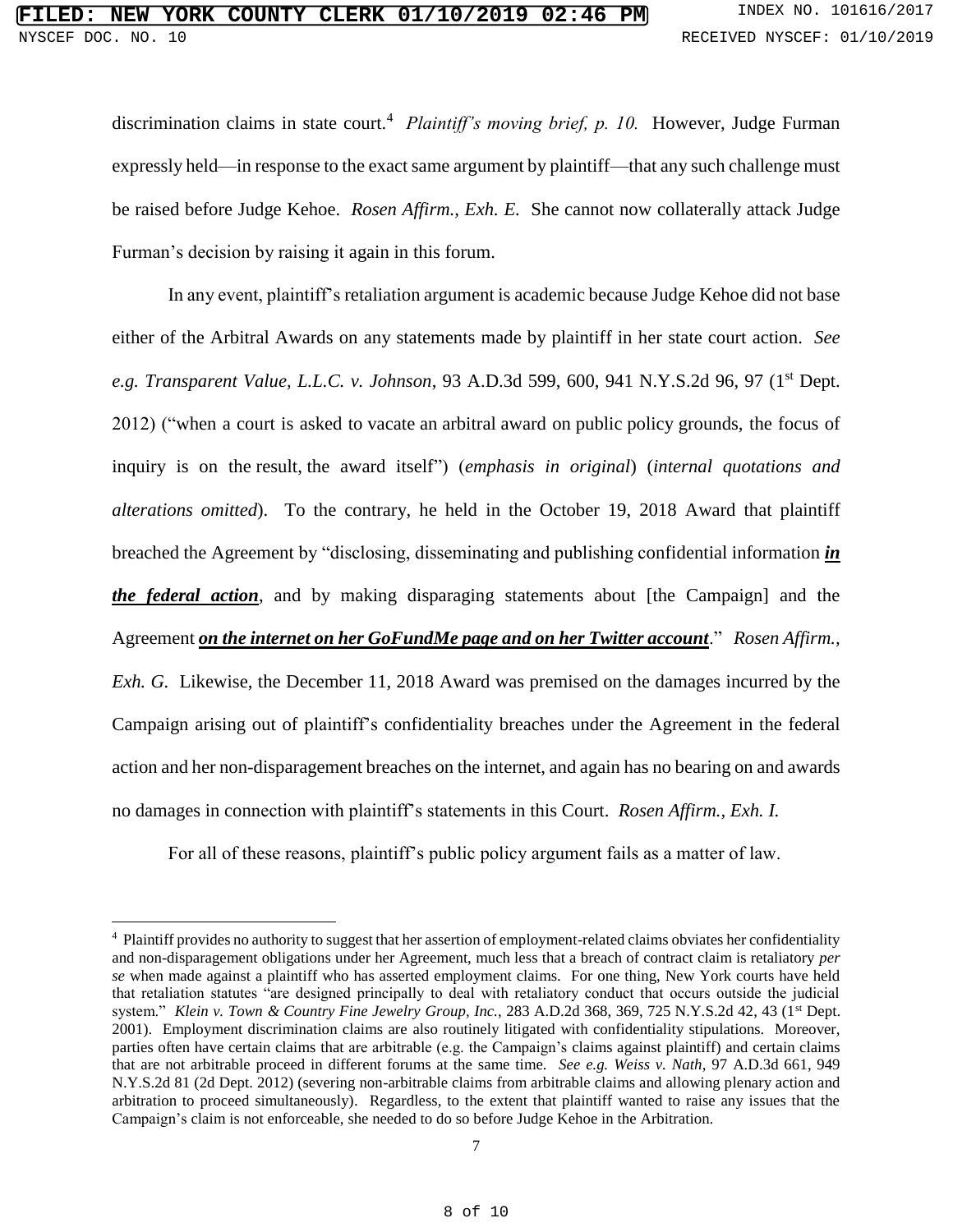discrimination claims in state court.[4] *Plaintiff's moving brief, p. 10.* However, Judge Furman expressly held—in response to the exact same argument by plaintiff—that any such challenge must be raised before Judge Kehoe. *Rosen Affirm., Exh. E.* She cannot now collaterally attack Judge Furman's decision by raising it again in this forum.

In any event, plaintiff's retaliation argument is academic because Judge Kehoe did not base either of the Arbitral Awards on any statements made by plaintiff in her state court action. *See e.g. Transparent Value, L.L.C. v. Johnson*, 93 A.D.3d 599, 600, 941 N.Y.S.2d 96, 97 (1st Dept. 2012) ("when a court is asked to vacate an arbitral award on public policy grounds, the focus of inquiry is on the result, the award itself") (*emphasis in original*) (*internal quotations and alterations omitted*). To the contrary, he held in the October 19, 2018 Award that plaintiff breached the Agreement by "disclosing, disseminating and publishing confidential information ***in the federal action***, and by making disparaging statements about [the Campaign] and the Agreement ***on the internet on her GoFundMe page and on her Twitter account***." *Rosen Affirm., Exh. G.* Likewise, the December 11, 2018 Award was premised on the damages incurred by the Campaign arising out of plaintiff's confidentiality breaches under the Agreement in the federal action and her non-disparagement breaches on the internet, and again has no bearing on and awards no damages in connection with plaintiff's statements in this Court. *Rosen Affirm., Exh. I.*

For all of these reasons, plaintiff's public policy argument fails as a matter of law.

---

[4] Plaintiff provides no authority to suggest that her assertion of employment-related claims obviates her confidentiality and non-disparagement obligations under her Agreement, much less that a breach of contract claim is retaliatory *per se* when made against a plaintiff who has asserted employment claims. For one thing, New York courts have held that retaliation statutes "are designed principally to deal with retaliatory conduct that occurs outside the judicial system." *Klein v. Town & Country Fine Jewelry Group, Inc.*, 283 A.D.2d 368, 369, 725 N.Y.S.2d 42, 43 (1st Dept. 2001). Employment discrimination claims are also routinely litigated with confidentiality stipulations. Moreover, parties often have certain claims that are arbitrable (e.g. the Campaign's claims against plaintiff) and certain claims that are not arbitrable proceed in different forums at the same time. *See e.g. Weiss v. Nath*, 97 A.D.3d 661, 949 N.Y.S.2d 81 (2d Dept. 2012) (severing non-arbitrable claims from arbitrable claims and allowing plenary action and arbitration to proceed simultaneously). Regardless, to the extent that plaintiff wanted to raise any issues that the Campaign's claim is not enforceable, she needed to do so before Judge Kehoe in the Arbitration.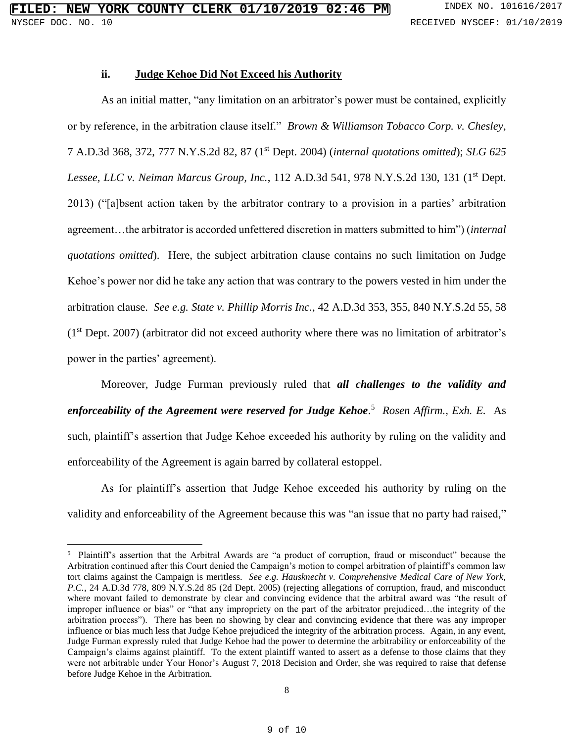### ii. Judge Kehoe Did Not Exceed his Authority

As an initial matter, "any limitation on an arbitrator's power must be contained, explicitly or by reference, in the arbitration clause itself." *Brown & Williamson Tobacco Corp. v. Chesley,* 7 A.D.3d 368, 372, 777 N.Y.S.2d 82, 87 (1st Dept. 2004) (*internal quotations omitted*); *SLG 625 Lessee, LLC v. Neiman Marcus Group, Inc.*, 112 A.D.3d 541, 978 N.Y.S.2d 130, 131 (1st Dept. 2013) ("[a]bsent action taken by the arbitrator contrary to a provision in a parties' arbitration agreement…the arbitrator is accorded unfettered discretion in matters submitted to him") (*internal quotations omitted*). Here, the subject arbitration clause contains no such limitation on Judge Kehoe's power nor did he take any action that was contrary to the powers vested in him under the arbitration clause. *See e.g. State v. Phillip Morris Inc.*, 42 A.D.3d 353, 355, 840 N.Y.S.2d 55, 58 (1st Dept. 2007) (arbitrator did not exceed authority where there was no limitation of arbitrator's power in the parties' agreement).

Moreover, Judge Furman previously ruled that ***all challenges to the validity and enforceability of the Agreement were reserved for Judge Kehoe***.[5] *Rosen Affirm., Exh. E.* As such, plaintiff's assertion that Judge Kehoe exceeded his authority by ruling on the validity and enforceability of the Agreement is again barred by collateral estoppel.

As for plaintiff's assertion that Judge Kehoe exceeded his authority by ruling on the validity and enforceability of the Agreement because this was "an issue that no party had raised,"

---

[5] Plaintiff's assertion that the Arbitral Awards are "a product of corruption, fraud or misconduct" because the Arbitration continued after this Court denied the Campaign's motion to compel arbitration of plaintiff's common law tort claims against the Campaign is meritless. *See e.g. Hausknecht v. Comprehensive Medical Care of New York, P.C.*, 24 A.D.3d 778, 809 N.Y.S.2d 85 (2d Dept. 2005) (rejecting allegations of corruption, fraud, and misconduct where movant failed to demonstrate by clear and convincing evidence that the arbitral award was "the result of improper influence or bias" or "that any impropriety on the part of the arbitrator prejudiced…the integrity of the arbitration process"). There has been no showing by clear and convincing evidence that there was any improper influence or bias much less that Judge Kehoe prejudiced the integrity of the arbitration process. Again, in any event, Judge Furman expressly ruled that Judge Kehoe had the power to determine the arbitrability or enforceability of the Campaign's claims against plaintiff. To the extent plaintiff wanted to assert as a defense to those claims that they were not arbitrable under Your Honor's August 7, 2018 Decision and Order, she was required to raise that defense before Judge Kehoe in the Arbitration.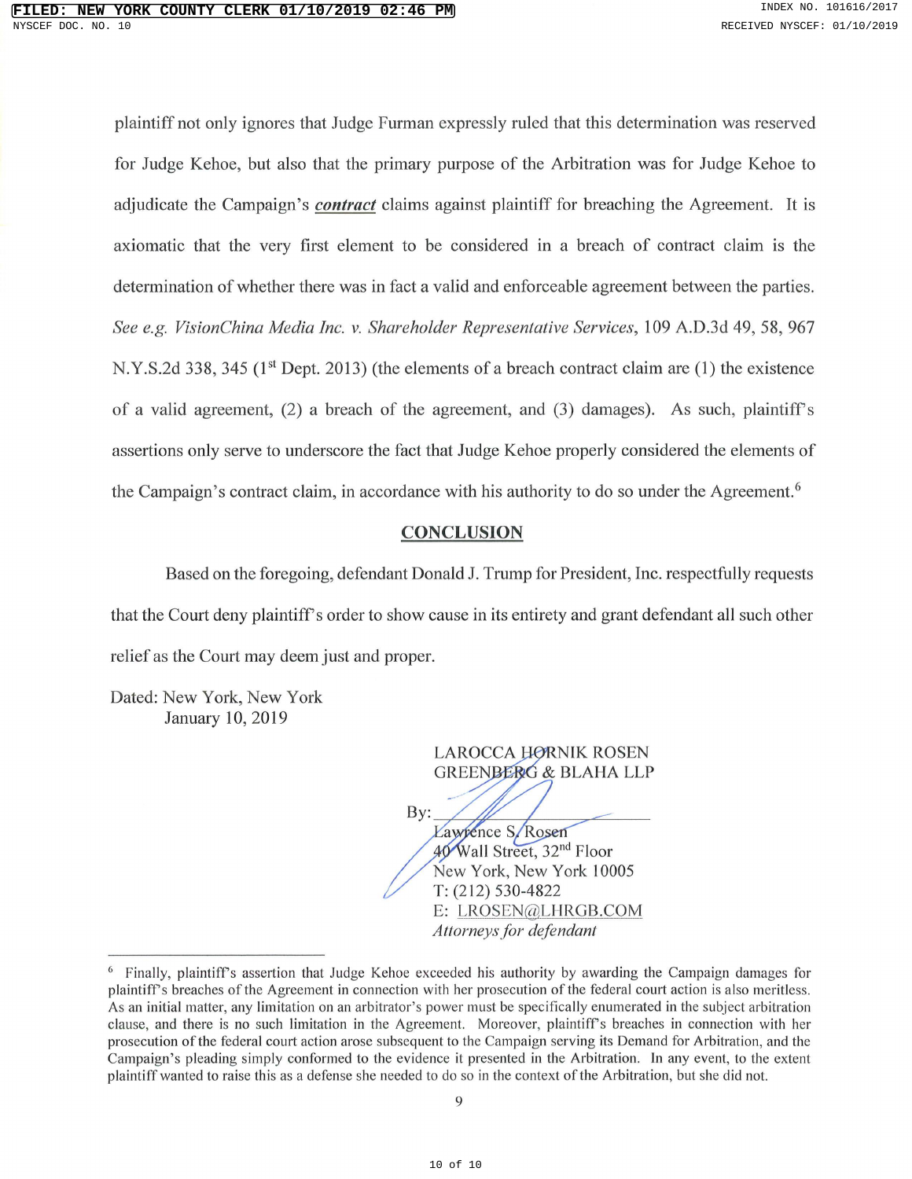plaintiff not only ignores that Judge Furman expressly ruled that this determination was reserved for Judge Kehoe, but also that the primary purpose of the Arbitration was for Judge Kehoe to adjudicate the Campaign's ***contract*** claims against plaintiff for breaching the Agreement. It is axiomatic that the very first element to be considered in a breach of contract claim is the determination of whether there was in fact a valid and enforceable agreement between the parties. *See e.g. VisionChina Media Inc. v. Shareholder Representative Services*, 109 A.D.3d 49, 58, 967 N.Y.S.2d 338, 345 (1st Dept. 2013) (the elements of a breach contract claim are (1) the existence of a valid agreement, (2) a breach of the agreement, and (3) damages). As such, plaintiff's assertions only serve to underscore the fact that Judge Kehoe properly considered the elements of the Campaign's contract claim, in accordance with his authority to do so under the Agreement.[6]

## CONCLUSION

Based on the foregoing, defendant Donald J. Trump for President, Inc. respectfully requests that the Court deny plaintiff's order to show cause in its entirety and grant defendant all such other relief as the Court may deem just and proper.

Dated: New York, New York
January 10, 2019

LAROCCA HORNIK ROSEN
GREENBERG & BLAHA LLP

By: ______________________________
Lawrence S. Rosen
40 Wall Street, 32nd Floor
New York, New York 10005
T: (212) 530-4822
E: LROSEN@LHRGB.COM
*Attorneys for defendant*

---

[6] Finally, plaintiff's assertion that Judge Kehoe exceeded his authority by awarding the Campaign damages for plaintiff's breaches of the Agreement in connection with her prosecution of the federal court action is also meritless. As an initial matter, any limitation on an arbitrator's power must be specifically enumerated in the subject arbitration clause, and there is no such limitation in the Agreement. Moreover, plaintiff's breaches in connection with her prosecution of the federal court action arose subsequent to the Campaign serving its Demand for Arbitration, and the Campaign's pleading simply conformed to the evidence it presented in the Arbitration. In any event, to the extent plaintiff wanted to raise this as a defense she needed to do so in the context of the Arbitration, but she did not.